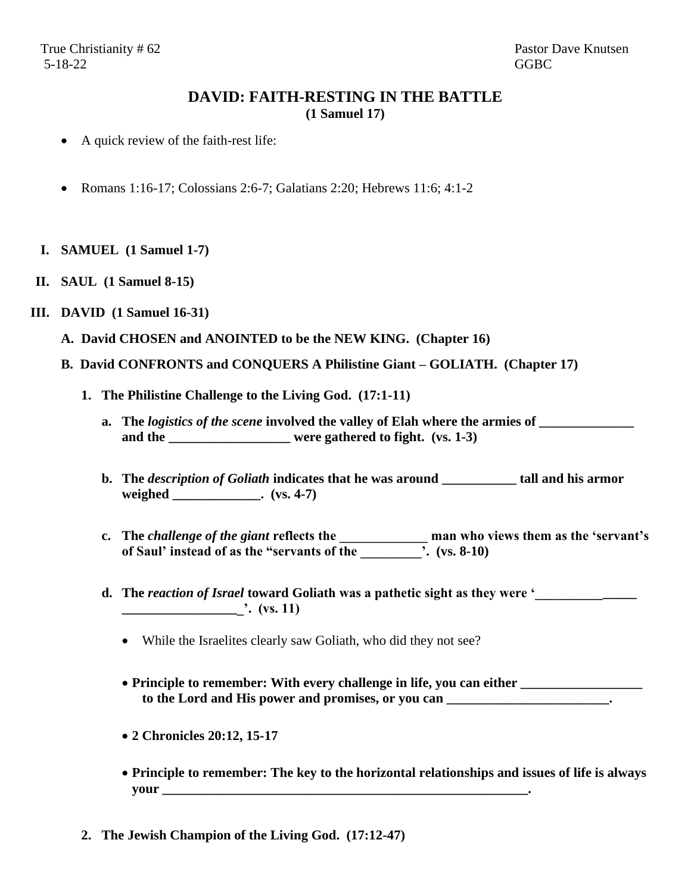True Christianity # 62
5-18-22

Pastor Dave Knutsen
GGBC

# DAVID: FAITH-RESTING IN THE BATTLE
**(1 Samuel 17)**

- A quick review of the faith-rest life:

- Romans 1:16-17; Colossians 2:6-7; Galatians 2:20; Hebrews 11:6; 4:1-2

**I. SAMUEL (1 Samuel 1-7)**

**II. SAUL (1 Samuel 8-15)**

**III. DAVID (1 Samuel 16-31)**

**A. David CHOSEN and ANOINTED to be the NEW KING. (Chapter 16)**

**B. David CONFRONTS and CONQUERS A Philistine Giant – GOLIATH. (Chapter 17)**

**1. The Philistine Challenge to the Living God. (17:1-11)**

**a. The *logistics of the scene* involved the valley of Elah where the armies of ______________ and the __________________ were gathered to fight. (vs. 1-3)**

**b. The *description of Goliath* indicates that he was around ___________ tall and his armor weighed _____________. (vs. 4-7)**

**c. The *challenge of the giant* reflects the _____________ man who views them as the 'servant's of Saul' instead of as the "servants of the _________'. (vs. 8-10)**

**d. The *reaction of Israel* toward Goliath was a pathetic sight as they were '_______________ __________________'. (vs. 11)**

- While the Israelites clearly saw Goliath, who did they not see?

- **Principle to remember: With every challenge in life, you can either __________________ to the Lord and His power and promises, or you can ________________________.**

- **2 Chronicles 20:12, 15-17**

- **Principle to remember: The key to the horizontal relationships and issues of life is always your _________________________________________________________.**

**2. The Jewish Champion of the Living God. (17:12-47)**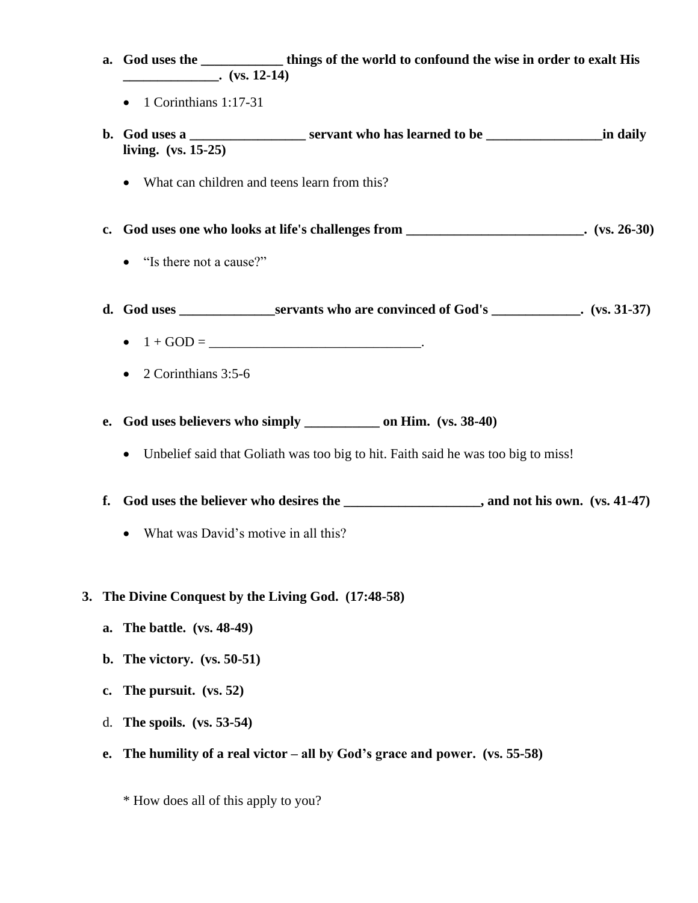a. **God uses the \_\_\_\_\_\_\_\_\_\_\_\_ things of the world to confound the wise in order to exalt His \_\_\_\_\_\_\_\_\_\_\_\_\_\_. (vs. 12-14)**

   - 1 Corinthians 1:17-31

b. **God uses a \_\_\_\_\_\_\_\_\_\_\_\_\_\_\_\_\_ servant who has learned to be \_\_\_\_\_\_\_\_\_\_\_\_\_\_\_\_\_in daily living. (vs. 15-25)**

   - What can children and teens learn from this?

c. **God uses one who looks at life's challenges from \_\_\_\_\_\_\_\_\_\_\_\_\_\_\_\_\_\_\_\_\_\_\_\_\_\_. (vs. 26-30)**

   - "Is there not a cause?"

d. **God uses \_\_\_\_\_\_\_\_\_\_\_\_\_\_servants who are convinced of God's \_\_\_\_\_\_\_\_\_\_\_\_\_. (vs. 31-37)**

   - 1 + GOD = \_\_\_\_\_\_\_\_\_\_\_\_\_\_\_\_\_\_\_\_\_\_\_\_\_\_\_\_\_\_\_\_.
   - 2 Corinthians 3:5-6

e. **God uses believers who simply \_\_\_\_\_\_\_\_\_\_\_ on Him. (vs. 38-40)**

   - Unbelief said that Goliath was too big to hit. Faith said he was too big to miss!

f. **God uses the believer who desires the \_\_\_\_\_\_\_\_\_\_\_\_\_\_\_\_\_\_\_\_, and not his own. (vs. 41-47)**

   - What was David's motive in all this?

3. **The Divine Conquest by the Living God. (17:48-58)**

   a. **The battle. (vs. 48-49)**

   b. **The victory. (vs. 50-51)**

   c. **The pursuit. (vs. 52)**

   d. **The spoils. (vs. 53-54)**

   e. **The humility of a real victor – all by God's grace and power. (vs. 55-58)**

   \* How does all of this apply to you?